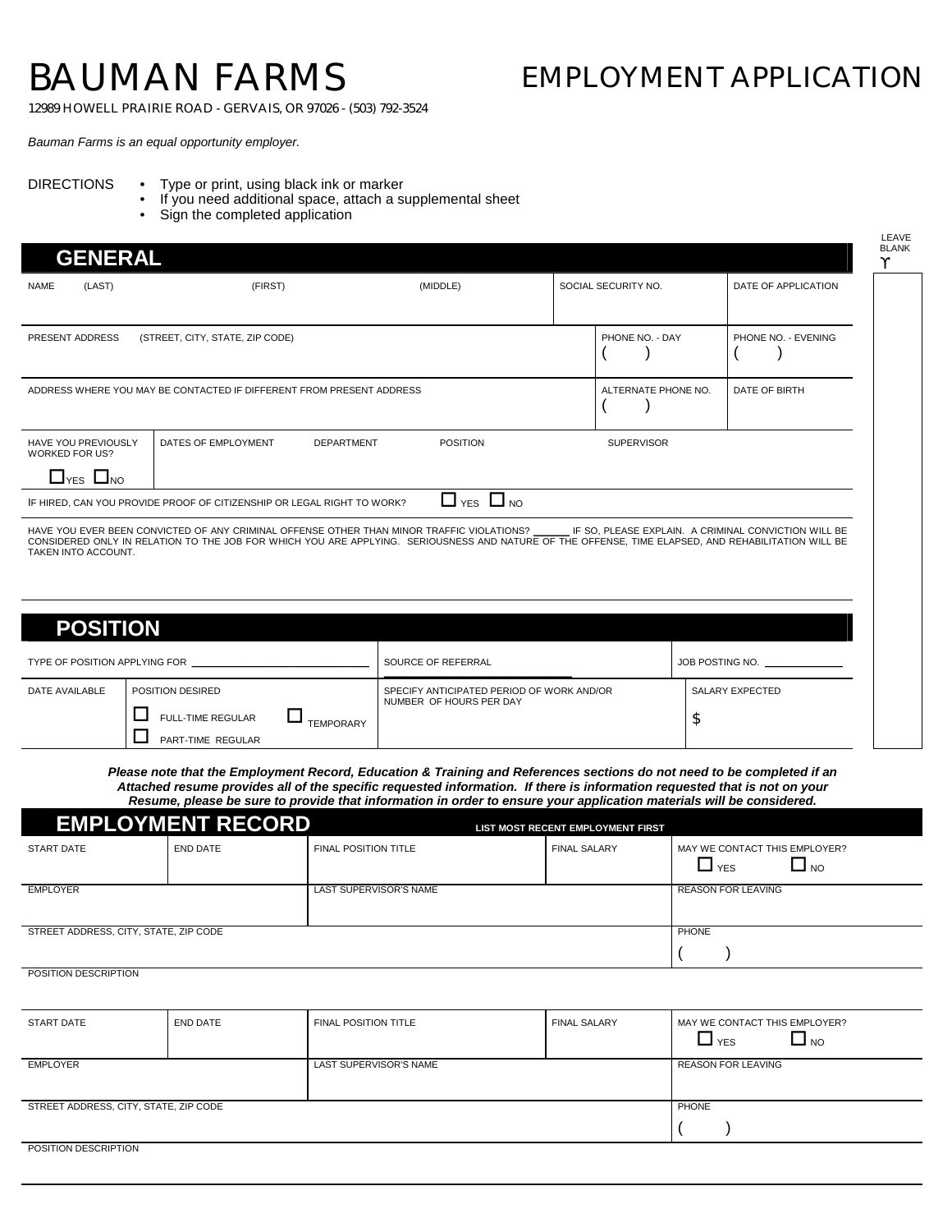# BAUMAN FARMS

# EMPLOYMENT APPLICATION

12989 HOWELL PRAIRIE ROAD - GERVAIS, OR 97026 - (503) 792-3524

*Bauman Farms is an equal opportunity employer.*

DIRECTIONS
- Type or print, using black ink or marker
- If you need additional space, attach a supplemental sheet
- Sign the completed application

LEAVE BLANK

## GENERAL

| NAME (LAST) | (FIRST) | (MIDDLE) | SOCIAL SECURITY NO. | DATE OF APPLICATION |
|---|---|---|---|---|
| | | | | |

| PRESENT ADDRESS (STREET, CITY, STATE, ZIP CODE) | PHONE NO. - DAY | PHONE NO. - EVENING |
|---|---|---|
| | ( ) | ( ) |

| ADDRESS WHERE YOU MAY BE CONTACTED IF DIFFERENT FROM PRESENT ADDRESS | ALTERNATE PHONE NO. | DATE OF BIRTH |
|---|---|---|
| | ( ) | |

| HAVE YOU PREVIOUSLY WORKED FOR US? | DATES OF EMPLOYMENT | DEPARTMENT | POSITION | SUPERVISOR |
|---|---|---|---|---|
| ☐ YES ☐ NO | | | | |

IF HIRED, CAN YOU PROVIDE PROOF OF CITIZENSHIP OR LEGAL RIGHT TO WORK? ☐ YES ☐ NO

HAVE YOU EVER BEEN CONVICTED OF ANY CRIMINAL OFFENSE OTHER THAN MINOR TRAFFIC VIOLATIONS? ______ IF SO, PLEASE EXPLAIN. A CRIMINAL CONVICTION WILL BE CONSIDERED ONLY IN RELATION TO THE JOB FOR WHICH YOU ARE APPLYING. SERIOUSNESS AND NATURE OF THE OFFENSE, TIME ELAPSED, AND REHABILITATION WILL BE TAKEN INTO ACCOUNT.

## POSITION

| TYPE OF POSITION APPLYING FOR ______ | SOURCE OF REFERRAL ______ | JOB POSTING NO. ______ |
|---|---|---|

| DATE AVAILABLE | POSITION DESIRED | SPECIFY ANTICIPATED PERIOD OF WORK AND/OR NUMBER OF HOURS PER DAY | SALARY EXPECTED |
|---|---|---|---|
| | ☐ FULL-TIME REGULAR ☐ TEMPORARY ☐ PART-TIME REGULAR | | $ |

***Please note that the Employment Record, Education & Training and References sections do not need to be completed if an Attached resume provides all of the specific requested information. If there is information requested that is not on your Resume, please be sure to provide that information in order to ensure your application materials will be considered.***

## EMPLOYMENT RECORD

**LIST MOST RECENT EMPLOYMENT FIRST**

| START DATE | END DATE | FINAL POSITION TITLE | FINAL SALARY | MAY WE CONTACT THIS EMPLOYER? |
|---|---|---|---|---|
| | | | | ☐ YES ☐ NO |

| EMPLOYER | LAST SUPERVISOR'S NAME | REASON FOR LEAVING |
|---|---|---|
| | | |

| STREET ADDRESS, CITY, STATE, ZIP CODE | PHONE |
|---|---|
| | ( ) |

POSITION DESCRIPTION

| START DATE | END DATE | FINAL POSITION TITLE | FINAL SALARY | MAY WE CONTACT THIS EMPLOYER? |
|---|---|---|---|---|
| | | | | ☐ YES ☐ NO |

| EMPLOYER | LAST SUPERVISOR'S NAME | REASON FOR LEAVING |
|---|---|---|
| | | |

| STREET ADDRESS, CITY, STATE, ZIP CODE | PHONE |
|---|---|
| | ( ) |

POSITION DESCRIPTION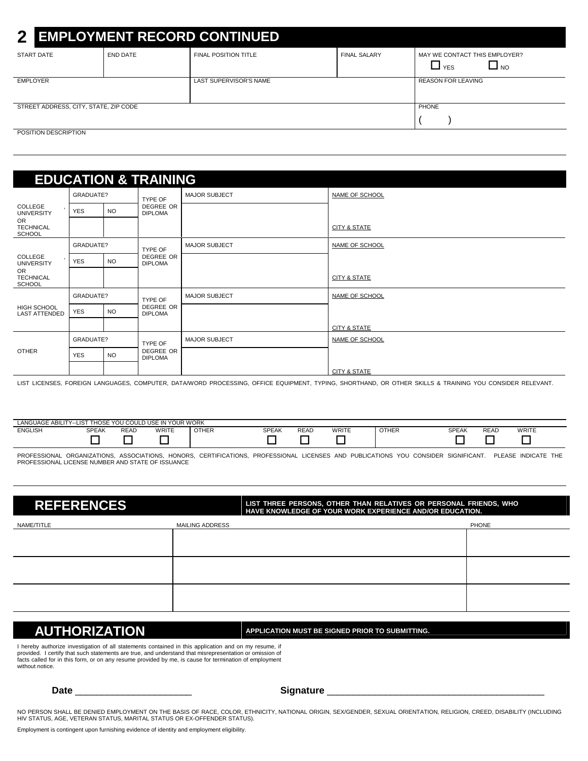## 2 EMPLOYMENT RECORD CONTINUED

| START DATE | END DATE | FINAL POSITION TITLE | FINAL SALARY | MAY WE CONTACT THIS EMPLOYER? ☐ YES ☐ NO |
|---|---|---|---|---|
| EMPLOYER | | LAST SUPERVISOR'S NAME | | REASON FOR LEAVING |
| STREET ADDRESS, CITY, STATE, ZIP CODE | | | | PHONE ( ) |
| POSITION DESCRIPTION | | | | |

## EDUCATION & TRAINING

| | GRADUATE? | | TYPE OF DEGREE OR DIPLOMA | MAJOR SUBJECT | NAME OF SCHOOL |
|---|---|---|---|---|---|
| COLLEGE, UNIVERSITY OR TECHNICAL SCHOOL | YES | NO | | | CITY & STATE |
| | GRADUATE? | | TYPE OF DEGREE OR DIPLOMA | MAJOR SUBJECT | NAME OF SCHOOL |
| COLLEGE, UNIVERSITY OR TECHNICAL SCHOOL | YES | NO | | | CITY & STATE |
| | GRADUATE? | | TYPE OF DEGREE OR DIPLOMA | MAJOR SUBJECT | NAME OF SCHOOL |
| HIGH SCHOOL LAST ATTENDED | YES | NO | | | CITY & STATE |
| | GRADUATE? | | TYPE OF DEGREE OR DIPLOMA | MAJOR SUBJECT | NAME OF SCHOOL |
| OTHER | YES | NO | | | CITY & STATE |

LIST LICENSES, FOREIGN LANGUAGES, COMPUTER, DATA/WORD PROCESSING, OFFICE EQUIPMENT, TYPING, SHORTHAND, OR OTHER SKILLS & TRAINING YOU CONSIDER RELEVANT.

LANGUAGE ABILITY--LIST THOSE YOU COULD USE IN YOUR WORK

| ENGLISH | SPEAK ☐ | READ ☐ | WRITE ☐ | OTHER | SPEAK ☐ | READ ☐ | WRITE ☐ | OTHER | SPEAK ☐ | READ ☐ | WRITE ☐ |
|---|---|---|---|---|---|---|---|---|---|---|---|

PROFESSIONAL ORGANIZATIONS, ASSOCIATIONS, HONORS, CERTIFICATIONS, PROFESSIONAL LICENSES AND PUBLICATIONS YOU CONSIDER SIGNIFICANT. PLEASE INDICATE THE PROFESSIONAL LICENSE NUMBER AND STATE OF ISSUANCE

## REFERENCES

**LIST THREE PERSONS, OTHER THAN RELATIVES OR PERSONAL FRIENDS, WHO HAVE KNOWLEDGE OF YOUR WORK EXPERIENCE AND/OR EDUCATION.**

| NAME/TITLE | MAILING ADDRESS | PHONE |
|---|---|---|
| | | |
| | | |
| | | |

## AUTHORIZATION

**APPLICATION MUST BE SIGNED PRIOR TO SUBMITTING.**

I hereby authorize investigation of all statements contained in this application and on my resume, if provided. I certify that such statements are true, and understand that misrepresentation or omission of facts called for in this form, or on any resume provided by me, is cause for termination of employment without notice.

**Date** ______________________ **Signature** ________________________________________

NO PERSON SHALL BE DENIED EMPLOYMENT ON THE BASIS OF RACE, COLOR, ETHNICITY, NATIONAL ORIGIN, SEX/GENDER, SEXUAL ORIENTATION, RELIGION, CREED, DISABILITY (INCLUDING HIV STATUS, AGE, VETERAN STATUS, MARITAL STATUS OR EX-OFFENDER STATUS).

Employment is contingent upon furnishing evidence of identity and employment eligibility.